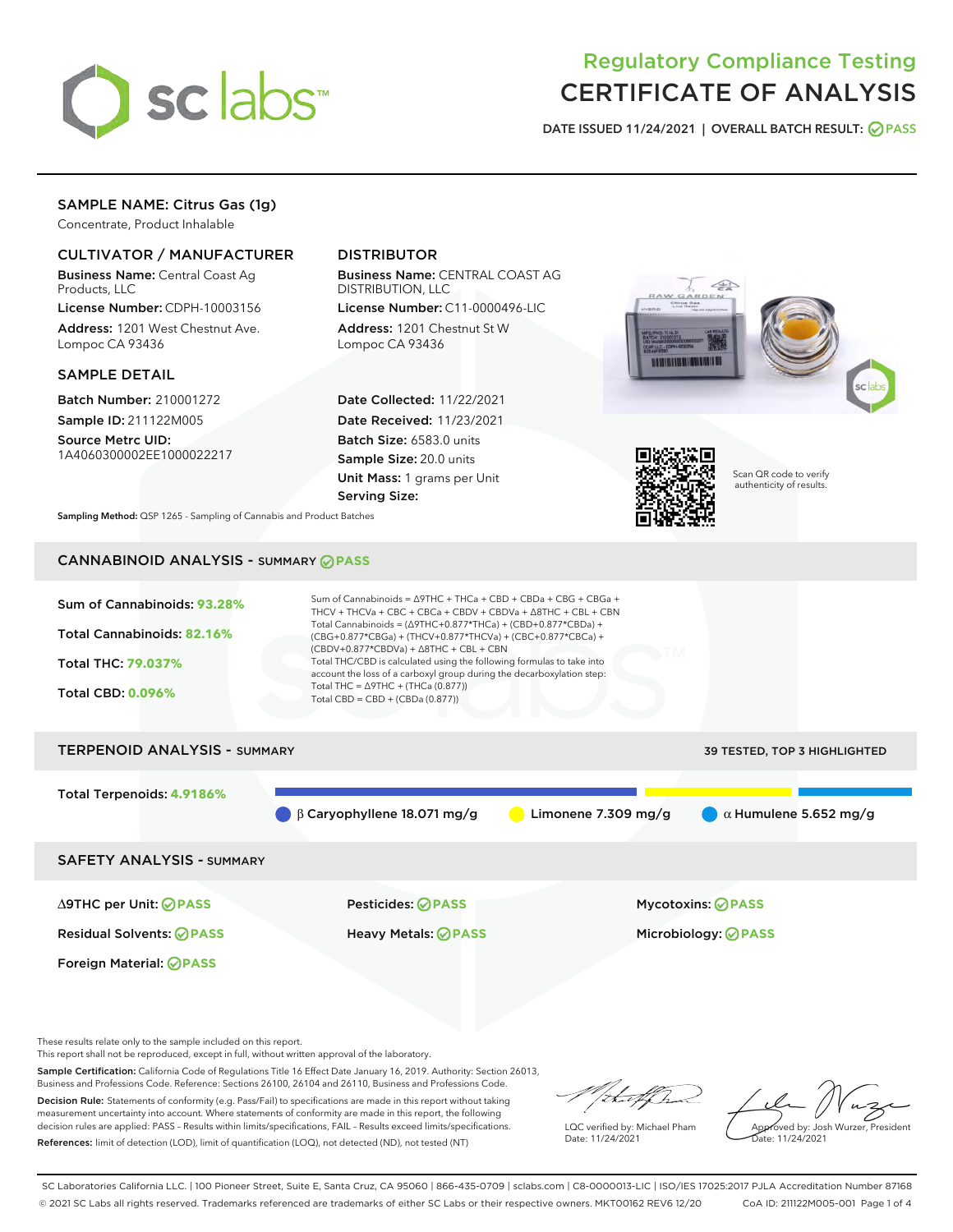# Regulatory Compliance Testing
# CERTIFICATE OF ANALYSIS

DATE ISSUED 11/24/2021 | OVERALL BATCH RESULT: PASS

## SAMPLE NAME: Citrus Gas (1g)

Concentrate, Product Inhalable

### CULTIVATOR / MANUFACTURER

**Business Name:** Central Coast Ag Products, LLC
**License Number:** CDPH-10003156
**Address:** 1201 West Chestnut Ave. Lompoc CA 93436

### DISTRIBUTOR

**Business Name:** CENTRAL COAST AG DISTRIBUTION, LLC
**License Number:** C11-0000496-LIC
**Address:** 1201 Chestnut St W Lompoc CA 93436

### SAMPLE DETAIL

**Batch Number:** 210001272
**Sample ID:** 211122M005
**Source Metrc UID:** 1A4060300002EE1000022217

**Date Collected:** 11/22/2021
**Date Received:** 11/23/2021
**Batch Size:** 6583.0 units
**Sample Size:** 20.0 units
**Unit Mass:** 1 grams per Unit
**Serving Size:**

Scan QR code to verify authenticity of results.

**Sampling Method:** QSP 1265 - Sampling of Cannabis and Product Batches

## CANNABINOID ANALYSIS - SUMMARY PASS

Sum of Cannabinoids: **93.28%**

Total Cannabinoids: **82.16%**

Total THC: **79.037%**

Total CBD: **0.096%**

Sum of Cannabinoids = Δ9THC + THCa + CBD + CBDa + CBG + CBGa + THCV + THCVa + CBC + CBCa + CBDV + CBDVa + Δ8THC + CBL + CBN
Total Cannabinoids = (Δ9THC+0.877*THCa) + (CBD+0.877*CBDa) + (CBG+0.877*CBGa) + (THCV+0.877*THCVa) + (CBC+0.877*CBCa) + (CBDV+0.877*CBDVa) + Δ8THC + CBL + CBN
Total THC/CBD is calculated using the following formulas to take into account the loss of a carboxyl group during the decarboxylation step:
Total THC = Δ9THC + (THCa (0.877))
Total CBD = CBD + (CBDa (0.877))

## TERPENOID ANALYSIS - SUMMARY

39 TESTED, TOP 3 HIGHLIGHTED

Total Terpenoids: **4.9186%**

β Caryophyllene 18.071 mg/g | Limonene 7.309 mg/g | α Humulene 5.652 mg/g

## SAFETY ANALYSIS - SUMMARY

Δ9THC per Unit: PASS
Pesticides: PASS
Mycotoxins: PASS
Residual Solvents: PASS
Heavy Metals: PASS
Microbiology: PASS
Foreign Material: PASS

These results relate only to the sample included on this report.
This report shall not be reproduced, except in full, without written approval of the laboratory.

**Sample Certification:** California Code of Regulations Title 16 Effect Date January 16, 2019. Authority: Section 26013, Business and Professions Code. Reference: Sections 26100, 26104 and 26110, Business and Professions Code.

**Decision Rule:** Statements of conformity (e.g. Pass/Fail) to specifications are made in this report without taking measurement uncertainty into account. Where statements of conformity are made in this report, the following decision rules are applied: PASS – Results within limits/specifications, FAIL – Results exceed limits/specifications.

**References:** limit of detection (LOD), limit of quantification (LOQ), not detected (ND), not tested (NT)

LQC verified by: Michael Pham
Date: 11/24/2021

Approved by: Josh Wurzer, President
Date: 11/24/2021

SC Laboratories California LLC. | 100 Pioneer Street, Suite E, Santa Cruz, CA 95060 | 866-435-0709 | sclabs.com | C8-0000013-LIC | ISO/IES 17025:2017 PJLA Accreditation Number 87168
© 2021 SC Labs all rights reserved. Trademarks referenced are trademarks of either SC Labs or their respective owners. MKT00162 REV6 12/20 CoA ID: 211122M005-001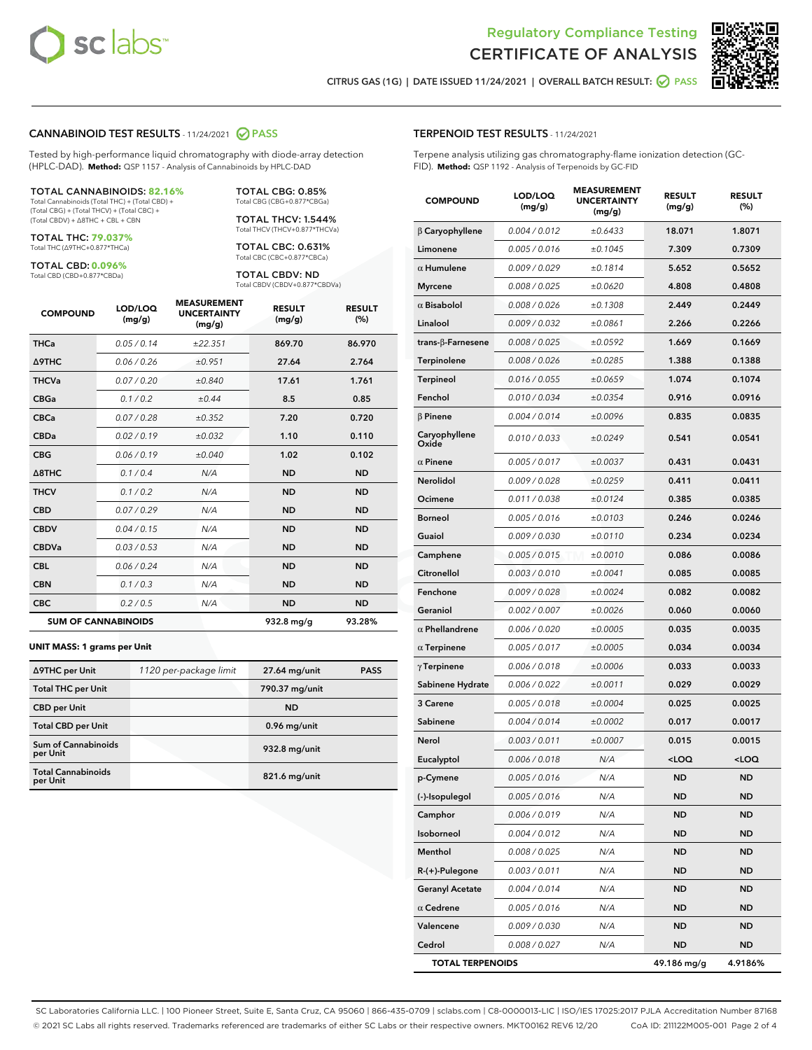# Regulatory Compliance Testing
# CERTIFICATE OF ANALYSIS

CITRUS GAS (1G) | DATE ISSUED 11/24/2021 | OVERALL BATCH RESULT: PASS

## CANNABINOID TEST RESULTS - 11/24/2021 PASS

Tested by high-performance liquid chromatography with diode-array detection (HPLC-DAD). **Method:** QSP 1157 - Analysis of Cannabinoids by HPLC-DAD

**TOTAL CANNABINOIDS: 82.16%**
Total Cannabinoids (Total THC) + (Total CBD) + (Total CBG) + (Total THCV) + (Total CBC) + (Total CBDV) + Δ8THC + CBL + CBN

**TOTAL THC: 79.037%**
Total THC (Δ9THC+0.877*THCa)

**TOTAL CBD: 0.096%**
Total CBD (CBD+0.877*CBDa)

**TOTAL CBG: 0.85%**
Total CBG (CBG+0.877*CBGa)

**TOTAL THCV: 1.544%**
Total THCV (THCV+0.877*THCVa)

**TOTAL CBC: 0.631%**
Total CBC (CBC+0.877*CBCa)

**TOTAL CBDV: ND**
Total CBDV (CBDV+0.877*CBDVa)

| COMPOUND | LOD/LOQ (mg/g) | MEASUREMENT UNCERTAINTY (mg/g) | RESULT (mg/g) | RESULT (%) |
|---|---|---|---|---|
| THCa | 0.05 / 0.14 | ±22.351 | 869.70 | 86.970 |
| Δ9THC | 0.06 / 0.26 | ±0.951 | 27.64 | 2.764 |
| THCVa | 0.07 / 0.20 | ±0.840 | 17.61 | 1.761 |
| CBGa | 0.1 / 0.2 | ±0.44 | 8.5 | 0.85 |
| CBCa | 0.07 / 0.28 | ±0.352 | 7.20 | 0.720 |
| CBDa | 0.02 / 0.19 | ±0.032 | 1.10 | 0.110 |
| CBG | 0.06 / 0.19 | ±0.040 | 1.02 | 0.102 |
| Δ8THC | 0.1 / 0.4 | N/A | ND | ND |
| THCV | 0.1 / 0.2 | N/A | ND | ND |
| CBD | 0.07 / 0.29 | N/A | ND | ND |
| CBDV | 0.04 / 0.15 | N/A | ND | ND |
| CBDVa | 0.03 / 0.53 | N/A | ND | ND |
| CBL | 0.06 / 0.24 | N/A | ND | ND |
| CBN | 0.1 / 0.3 | N/A | ND | ND |
| CBC | 0.2 / 0.5 | N/A | ND | ND |
| **SUM OF CANNABINOIDS** | | | 932.8 mg/g | 93.28% |

**UNIT MASS: 1 grams per Unit**

| | | | |
|---|---|---|---|
| Δ9THC per Unit | 1120 per-package limit | 27.64 mg/unit | PASS |
| Total THC per Unit | | 790.37 mg/unit | |
| CBD per Unit | | ND | |
| Total CBD per Unit | | 0.96 mg/unit | |
| Sum of Cannabinoids per Unit | | 932.8 mg/unit | |
| Total Cannabinoids per Unit | | 821.6 mg/unit | |

## TERPENOID TEST RESULTS - 11/24/2021

Terpene analysis utilizing gas chromatography-flame ionization detection (GC-FID). **Method:** QSP 1192 - Analysis of Terpenoids by GC-FID

| COMPOUND | LOD/LOQ (mg/g) | MEASUREMENT UNCERTAINTY (mg/g) | RESULT (mg/g) | RESULT (%) |
|---|---|---|---|---|
| β Caryophyllene | 0.004 / 0.012 | ±0.6433 | 18.071 | 1.8071 |
| Limonene | 0.005 / 0.016 | ±0.1045 | 7.309 | 0.7309 |
| α Humulene | 0.009 / 0.029 | ±0.1814 | 5.652 | 0.5652 |
| Myrcene | 0.008 / 0.025 | ±0.0620 | 4.808 | 0.4808 |
| α Bisabolol | 0.008 / 0.026 | ±0.1308 | 2.449 | 0.2449 |
| Linalool | 0.009 / 0.032 | ±0.0861 | 2.266 | 0.2266 |
| trans-β-Farnesene | 0.008 / 0.025 | ±0.0592 | 1.669 | 0.1669 |
| Terpinolene | 0.008 / 0.026 | ±0.0285 | 1.388 | 0.1388 |
| Terpineol | 0.016 / 0.055 | ±0.0659 | 1.074 | 0.1074 |
| Fenchol | 0.010 / 0.034 | ±0.0354 | 0.916 | 0.0916 |
| β Pinene | 0.004 / 0.014 | ±0.0096 | 0.835 | 0.0835 |
| Caryophyllene Oxide | 0.010 / 0.033 | ±0.0249 | 0.541 | 0.0541 |
| α Pinene | 0.005 / 0.017 | ±0.0037 | 0.431 | 0.0431 |
| Nerolidol | 0.009 / 0.028 | ±0.0259 | 0.411 | 0.0411 |
| Ocimene | 0.011 / 0.038 | ±0.0124 | 0.385 | 0.0385 |
| Borneol | 0.005 / 0.016 | ±0.0103 | 0.246 | 0.0246 |
| Guaiol | 0.009 / 0.030 | ±0.0110 | 0.234 | 0.0234 |
| Camphene | 0.005 / 0.015 | ±0.0010 | 0.086 | 0.0086 |
| Citronellol | 0.003 / 0.010 | ±0.0041 | 0.085 | 0.0085 |
| Fenchone | 0.009 / 0.028 | ±0.0024 | 0.082 | 0.0082 |
| Geraniol | 0.002 / 0.007 | ±0.0026 | 0.060 | 0.0060 |
| α Phellandrene | 0.006 / 0.020 | ±0.0005 | 0.035 | 0.0035 |
| α Terpinene | 0.005 / 0.017 | ±0.0005 | 0.034 | 0.0034 |
| γ Terpinene | 0.006 / 0.018 | ±0.0006 | 0.033 | 0.0033 |
| Sabinene Hydrate | 0.006 / 0.022 | ±0.0011 | 0.029 | 0.0029 |
| 3 Carene | 0.005 / 0.018 | ±0.0004 | 0.025 | 0.0025 |
| Sabinene | 0.004 / 0.014 | ±0.0002 | 0.017 | 0.0017 |
| Nerol | 0.003 / 0.011 | ±0.0007 | 0.015 | 0.0015 |
| Eucalyptol | 0.006 / 0.018 | N/A | <LOQ | <LOQ |
| p-Cymene | 0.005 / 0.016 | N/A | ND | ND |
| (-)-Isopulegol | 0.005 / 0.016 | N/A | ND | ND |
| Camphor | 0.006 / 0.019 | N/A | ND | ND |
| Isoborneol | 0.004 / 0.012 | N/A | ND | ND |
| Menthol | 0.008 / 0.025 | N/A | ND | ND |
| R-(+)-Pulegone | 0.003 / 0.011 | N/A | ND | ND |
| Geranyl Acetate | 0.004 / 0.014 | N/A | ND | ND |
| α Cedrene | 0.005 / 0.016 | N/A | ND | ND |
| Valencene | 0.009 / 0.030 | N/A | ND | ND |
| Cedrol | 0.008 / 0.027 | N/A | ND | ND |
| **TOTAL TERPENOIDS** | | | 49.186 mg/g | 4.9186% |

SC Laboratories California LLC. | 100 Pioneer Street, Suite E, Santa Cruz, CA 95060 | 866-435-0709 | sclabs.com | C8-0000013-LIC | ISO/IES 17025:2017 PJLA Accreditation Number 87168
© 2021 SC Labs all rights reserved. Trademarks referenced are trademarks of either SC Labs or their respective owners. MKT00162 REV6 12/20 CoA ID: 211122M005-001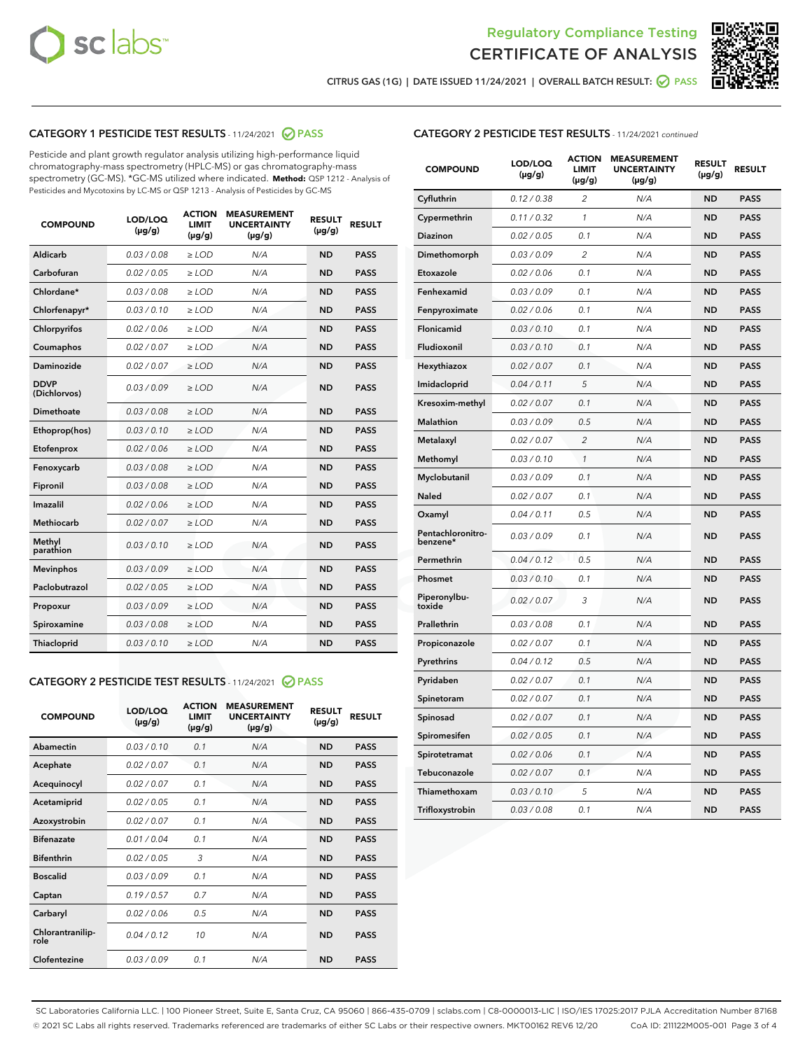Regulatory Compliance Testing

CERTIFICATE OF ANALYSIS

CITRUS GAS (1G) | DATE ISSUED 11/24/2021 | OVERALL BATCH RESULT: PASS

## CATEGORY 1 PESTICIDE TEST RESULTS - 11/24/2021 PASS

Pesticide and plant growth regulator analysis utilizing high-performance liquid chromatography-mass spectrometry (HPLC-MS) or gas chromatography-mass spectrometry (GC-MS). *GC-MS utilized where indicated. **Method:** QSP 1212 - Analysis of Pesticides and Mycotoxins by LC-MS or QSP 1213 - Analysis of Pesticides by GC-MS

| COMPOUND | LOD/LOQ (µg/g) | ACTION LIMIT (µg/g) | MEASUREMENT UNCERTAINTY (µg/g) | RESULT (µg/g) | RESULT |
|---|---|---|---|---|---|
| Aldicarb | 0.03 / 0.08 | ≥ LOD | N/A | ND | PASS |
| Carbofuran | 0.02 / 0.05 | ≥ LOD | N/A | ND | PASS |
| Chlordane* | 0.03 / 0.08 | ≥ LOD | N/A | ND | PASS |
| Chlorfenapyr* | 0.03 / 0.10 | ≥ LOD | N/A | ND | PASS |
| Chlorpyrifos | 0.02 / 0.06 | ≥ LOD | N/A | ND | PASS |
| Coumaphos | 0.02 / 0.07 | ≥ LOD | N/A | ND | PASS |
| Daminozide | 0.02 / 0.07 | ≥ LOD | N/A | ND | PASS |
| DDVP (Dichlorvos) | 0.03 / 0.09 | ≥ LOD | N/A | ND | PASS |
| Dimethoate | 0.03 / 0.08 | ≥ LOD | N/A | ND | PASS |
| Ethoprop(hos) | 0.03 / 0.10 | ≥ LOD | N/A | ND | PASS |
| Etofenprox | 0.02 / 0.06 | ≥ LOD | N/A | ND | PASS |
| Fenoxycarb | 0.03 / 0.08 | ≥ LOD | N/A | ND | PASS |
| Fipronil | 0.03 / 0.08 | ≥ LOD | N/A | ND | PASS |
| Imazalil | 0.02 / 0.06 | ≥ LOD | N/A | ND | PASS |
| Methiocarb | 0.02 / 0.07 | ≥ LOD | N/A | ND | PASS |
| Methyl parathion | 0.03 / 0.10 | ≥ LOD | N/A | ND | PASS |
| Mevinphos | 0.03 / 0.09 | ≥ LOD | N/A | ND | PASS |
| Paclobutrazol | 0.02 / 0.05 | ≥ LOD | N/A | ND | PASS |
| Propoxur | 0.03 / 0.09 | ≥ LOD | N/A | ND | PASS |
| Spiroxamine | 0.03 / 0.08 | ≥ LOD | N/A | ND | PASS |
| Thiacloprid | 0.03 / 0.10 | ≥ LOD | N/A | ND | PASS |

## CATEGORY 2 PESTICIDE TEST RESULTS - 11/24/2021 PASS

| COMPOUND | LOD/LOQ (µg/g) | ACTION LIMIT (µg/g) | MEASUREMENT UNCERTAINTY (µg/g) | RESULT (µg/g) | RESULT |
|---|---|---|---|---|---|
| Abamectin | 0.03 / 0.10 | 0.1 | N/A | ND | PASS |
| Acephate | 0.02 / 0.07 | 0.1 | N/A | ND | PASS |
| Acequinocyl | 0.02 / 0.07 | 0.1 | N/A | ND | PASS |
| Acetamiprid | 0.02 / 0.05 | 0.1 | N/A | ND | PASS |
| Azoxystrobin | 0.02 / 0.07 | 0.1 | N/A | ND | PASS |
| Bifenazate | 0.01 / 0.04 | 0.1 | N/A | ND | PASS |
| Bifenthrin | 0.02 / 0.05 | 3 | N/A | ND | PASS |
| Boscalid | 0.03 / 0.09 | 0.1 | N/A | ND | PASS |
| Captan | 0.19 / 0.57 | 0.7 | N/A | ND | PASS |
| Carbaryl | 0.02 / 0.06 | 0.5 | N/A | ND | PASS |
| Chlorantraniliprole | 0.04 / 0.12 | 10 | N/A | ND | PASS |
| Clofentezine | 0.03 / 0.09 | 0.1 | N/A | ND | PASS |
| Cyfluthrin | 0.12 / 0.38 | 2 | N/A | ND | PASS |
| Cypermethrin | 0.11 / 0.32 | 1 | N/A | ND | PASS |
| Diazinon | 0.02 / 0.05 | 0.1 | N/A | ND | PASS |
| Dimethomorph | 0.03 / 0.09 | 2 | N/A | ND | PASS |
| Etoxazole | 0.02 / 0.06 | 0.1 | N/A | ND | PASS |
| Fenhexamid | 0.03 / 0.09 | 0.1 | N/A | ND | PASS |
| Fenpyroximate | 0.02 / 0.06 | 0.1 | N/A | ND | PASS |
| Flonicamid | 0.03 / 0.10 | 0.1 | N/A | ND | PASS |
| Fludioxonil | 0.03 / 0.10 | 0.1 | N/A | ND | PASS |
| Hexythiazox | 0.02 / 0.07 | 0.1 | N/A | ND | PASS |
| Imidacloprid | 0.04 / 0.11 | 5 | N/A | ND | PASS |
| Kresoxim-methyl | 0.02 / 0.07 | 0.1 | N/A | ND | PASS |
| Malathion | 0.03 / 0.09 | 0.5 | N/A | ND | PASS |
| Metalaxyl | 0.02 / 0.07 | 2 | N/A | ND | PASS |
| Methomyl | 0.03 / 0.10 | 1 | N/A | ND | PASS |
| Myclobutanil | 0.03 / 0.09 | 0.1 | N/A | ND | PASS |
| Naled | 0.02 / 0.07 | 0.1 | N/A | ND | PASS |
| Oxamyl | 0.04 / 0.11 | 0.5 | N/A | ND | PASS |
| Pentachloronitrobenzene* | 0.03 / 0.09 | 0.1 | N/A | ND | PASS |
| Permethrin | 0.04 / 0.12 | 0.5 | N/A | ND | PASS |
| Phosmet | 0.03 / 0.10 | 0.1 | N/A | ND | PASS |
| Piperonylbutoxide | 0.02 / 0.07 | 3 | N/A | ND | PASS |
| Prallethrin | 0.03 / 0.08 | 0.1 | N/A | ND | PASS |
| Propiconazole | 0.02 / 0.07 | 0.1 | N/A | ND | PASS |
| Pyrethrins | 0.04 / 0.12 | 0.5 | N/A | ND | PASS |
| Pyridaben | 0.02 / 0.07 | 0.1 | N/A | ND | PASS |
| Spinetoram | 0.02 / 0.07 | 0.1 | N/A | ND | PASS |
| Spinosad | 0.02 / 0.07 | 0.1 | N/A | ND | PASS |
| Spiromesifen | 0.02 / 0.05 | 0.1 | N/A | ND | PASS |
| Spirotetramat | 0.02 / 0.06 | 0.1 | N/A | ND | PASS |
| Tebuconazole | 0.02 / 0.07 | 0.1 | N/A | ND | PASS |
| Thiamethoxam | 0.03 / 0.10 | 5 | N/A | ND | PASS |
| Trifloxystrobin | 0.03 / 0.08 | 0.1 | N/A | ND | PASS |

SC Laboratories California LLC. | 100 Pioneer Street, Suite E, Santa Cruz, CA 95060 | 866-435-0709 | sclabs.com | C8-0000013-LIC | ISO/IES 17025:2017 PJLA Accreditation Number 87168
© 2021 SC Labs all rights reserved. Trademarks referenced are trademarks of either SC Labs or their respective owners. MKT00162 REV6 12/20 CoA ID: 211122M005-001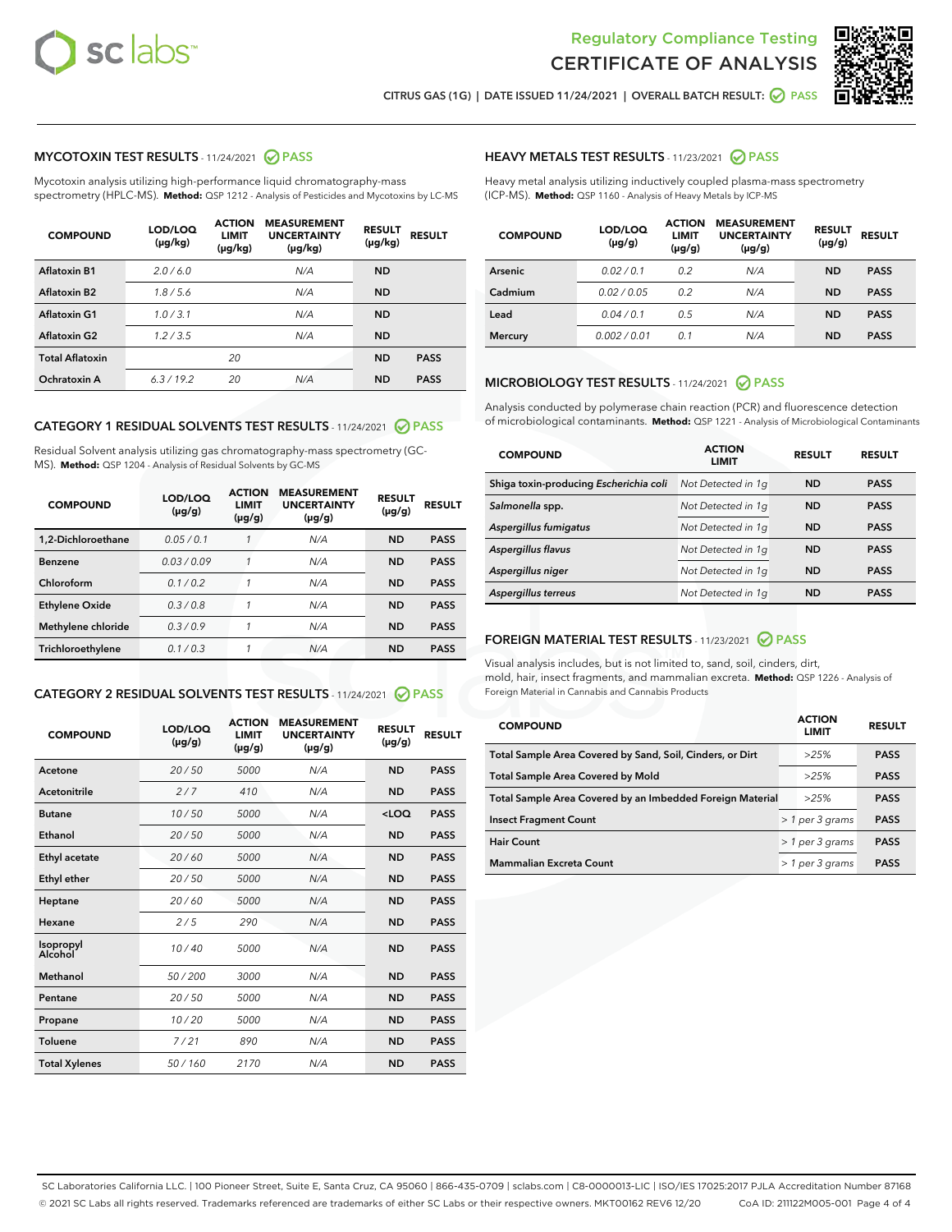Regulatory Compliance Testing

# CERTIFICATE OF ANALYSIS

CITRUS GAS (1G) | DATE ISSUED 11/24/2021 | OVERALL BATCH RESULT: PASS

## MYCOTOXIN TEST RESULTS - 11/24/2021 PASS

Mycotoxin analysis utilizing high-performance liquid chromatography-mass spectrometry (HPLC-MS). **Method:** QSP 1212 - Analysis of Pesticides and Mycotoxins by LC-MS

| COMPOUND | LOD/LOQ (µg/kg) | ACTION LIMIT (µg/kg) | MEASUREMENT UNCERTAINTY (µg/kg) | RESULT (µg/kg) | RESULT |
|---|---|---|---|---|---|
| Aflatoxin B1 | 2.0 / 6.0 | | N/A | ND | |
| Aflatoxin B2 | 1.8 / 5.6 | | N/A | ND | |
| Aflatoxin G1 | 1.0 / 3.1 | | N/A | ND | |
| Aflatoxin G2 | 1.2 / 3.5 | | N/A | ND | |
| Total Aflatoxin | | 20 | | ND | PASS |
| Ochratoxin A | 6.3 / 19.2 | 20 | N/A | ND | PASS |

## CATEGORY 1 RESIDUAL SOLVENTS TEST RESULTS - 11/24/2021 PASS

Residual Solvent analysis utilizing gas chromatography-mass spectrometry (GC-MS). **Method:** QSP 1204 - Analysis of Residual Solvents by GC-MS

| COMPOUND | LOD/LOQ (µg/g) | ACTION LIMIT (µg/g) | MEASUREMENT UNCERTAINTY (µg/g) | RESULT (µg/g) | RESULT |
|---|---|---|---|---|---|
| 1,2-Dichloroethane | 0.05 / 0.1 | 1 | N/A | ND | PASS |
| Benzene | 0.03 / 0.09 | 1 | N/A | ND | PASS |
| Chloroform | 0.1 / 0.2 | 1 | N/A | ND | PASS |
| Ethylene Oxide | 0.3 / 0.8 | 1 | N/A | ND | PASS |
| Methylene chloride | 0.3 / 0.9 | 1 | N/A | ND | PASS |
| Trichloroethylene | 0.1 / 0.3 | 1 | N/A | ND | PASS |

## CATEGORY 2 RESIDUAL SOLVENTS TEST RESULTS - 11/24/2021 PASS

| COMPOUND | LOD/LOQ (µg/g) | ACTION LIMIT (µg/g) | MEASUREMENT UNCERTAINTY (µg/g) | RESULT (µg/g) | RESULT |
|---|---|---|---|---|---|
| Acetone | 20 / 50 | 5000 | N/A | ND | PASS |
| Acetonitrile | 2 / 7 | 410 | N/A | ND | PASS |
| Butane | 10 / 50 | 5000 | N/A | <LOQ | PASS |
| Ethanol | 20 / 50 | 5000 | N/A | ND | PASS |
| Ethyl acetate | 20 / 60 | 5000 | N/A | ND | PASS |
| Ethyl ether | 20 / 50 | 5000 | N/A | ND | PASS |
| Heptane | 20 / 60 | 5000 | N/A | ND | PASS |
| Hexane | 2 / 5 | 290 | N/A | ND | PASS |
| Isopropyl Alcohol | 10 / 40 | 5000 | N/A | ND | PASS |
| Methanol | 50 / 200 | 3000 | N/A | ND | PASS |
| Pentane | 20 / 50 | 5000 | N/A | ND | PASS |
| Propane | 10 / 20 | 5000 | N/A | ND | PASS |
| Toluene | 7 / 21 | 890 | N/A | ND | PASS |
| Total Xylenes | 50 / 160 | 2170 | N/A | ND | PASS |

## HEAVY METALS TEST RESULTS - 11/23/2021 PASS

Heavy metal analysis utilizing inductively coupled plasma-mass spectrometry (ICP-MS). **Method:** QSP 1160 - Analysis of Heavy Metals by ICP-MS

| COMPOUND | LOD/LOQ (µg/g) | ACTION LIMIT (µg/g) | MEASUREMENT UNCERTAINTY (µg/g) | RESULT (µg/g) | RESULT |
|---|---|---|---|---|---|
| Arsenic | 0.02 / 0.1 | 0.2 | N/A | ND | PASS |
| Cadmium | 0.02 / 0.05 | 0.2 | N/A | ND | PASS |
| Lead | 0.04 / 0.1 | 0.5 | N/A | ND | PASS |
| Mercury | 0.002 / 0.01 | 0.1 | N/A | ND | PASS |

## MICROBIOLOGY TEST RESULTS - 11/24/2021 PASS

Analysis conducted by polymerase chain reaction (PCR) and fluorescence detection of microbiological contaminants. **Method:** QSP 1221 - Analysis of Microbiological Contaminants

| COMPOUND | ACTION LIMIT | RESULT | RESULT |
|---|---|---|---|
| Shiga toxin-producing *Escherichia coli* | Not Detected in 1g | ND | PASS |
| *Salmonella* spp. | Not Detected in 1g | ND | PASS |
| *Aspergillus fumigatus* | Not Detected in 1g | ND | PASS |
| *Aspergillus flavus* | Not Detected in 1g | ND | PASS |
| *Aspergillus niger* | Not Detected in 1g | ND | PASS |
| *Aspergillus terreus* | Not Detected in 1g | ND | PASS |

## FOREIGN MATERIAL TEST RESULTS - 11/23/2021 PASS

Visual analysis includes, but is not limited to, sand, soil, cinders, dirt, mold, hair, insect fragments, and mammalian excreta. **Method:** QSP 1226 - Analysis of Foreign Material in Cannabis and Cannabis Products

| COMPOUND | ACTION LIMIT | RESULT |
|---|---|---|
| Total Sample Area Covered by Sand, Soil, Cinders, or Dirt | >25% | PASS |
| Total Sample Area Covered by Mold | >25% | PASS |
| Total Sample Area Covered by an Imbedded Foreign Material | >25% | PASS |
| Insect Fragment Count | > 1 per 3 grams | PASS |
| Hair Count | > 1 per 3 grams | PASS |
| Mammalian Excreta Count | > 1 per 3 grams | PASS |

SC Laboratories California LLC. | 100 Pioneer Street, Suite E, Santa Cruz, CA 95060 | 866-435-0709 | sclabs.com | C8-0000013-LIC | ISO/IES 17025:2017 PJLA Accreditation Number 87168
© 2021 SC Labs all rights reserved. Trademarks referenced are trademarks of either SC Labs or their respective owners. MKT00162 REV6 12/20 CoA ID: 211122M005-001